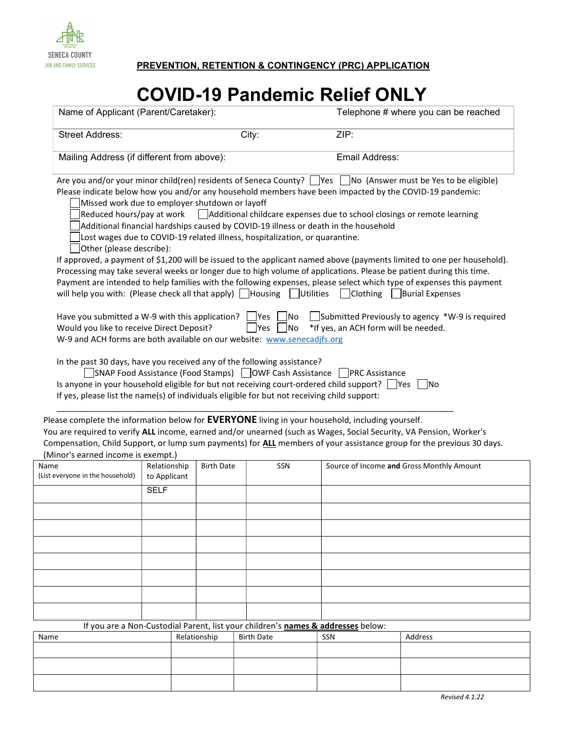SENECA COUNTY
JOB AND FAMILY SERVICES

**PREVENTION, RETENTION & CONTINGENCY (PRC) APPLICATION**

# COVID-19 Pandemic Relief ONLY

| Name of Applicant (Parent/Caretaker): | | Telephone # where you can be reached |
|---|---|---|
| Street Address: | City: | ZIP: |
| Mailing Address (if different from above): | | Email Address: |

Are you and/or your minor child(ren) residents of Seneca County? ☐ Yes ☐ No (Answer must be Yes to be eligible)

Please indicate below how you and/or any household members have been impacted by the COVID-19 pandemic:

☐ Missed work due to employer shutdown or layoff
☐ Reduced hours/pay at work ☐ Additional childcare expenses due to school closings or remote learning
☐ Additional financial hardships caused by COVID-19 illness or death in the household
☐ Lost wages due to COVID-19 related illness, hospitalization, or quarantine.
☐ Other (please describe):

If approved, a payment of $1,200 will be issued to the applicant named above (payments limited to one per household). Processing may take several weeks or longer due to high volume of applications. Please be patient during this time. Payment are intended to help families with the following expenses, please select which type of expenses this payment will help you with: (Please check all that apply) ☐ Housing ☐ Utilities ☐ Clothing ☐ Burial Expenses

Have you submitted a W-9 with this application? ☐ Yes ☐ No ☐ Submitted Previously to agency *W-9 is required
Would you like to receive Direct Deposit? ☐ Yes ☐ No *If yes, an ACH form will be needed.
W-9 and ACH forms are both available on our website: www.senecadjfs.org

In the past 30 days, have you received any of the following assistance?
☐ SNAP Food Assistance (Food Stamps) ☐ OWF Cash Assistance ☐ PRC Assistance
Is anyone in your household eligible for but not receiving court-ordered child support? ☐ Yes ☐ No
If yes, please list the name(s) of individuals eligible for but not receiving child support:

\_\_\_\_\_\_\_\_\_\_\_\_\_\_\_\_\_\_\_\_\_\_\_\_\_\_\_\_\_\_\_\_\_\_\_\_\_\_\_\_\_\_\_\_\_\_\_\_\_\_\_\_\_\_\_\_\_\_\_\_\_\_\_\_\_\_\_\_\_\_\_\_

Please complete the information below for **EVERYONE** living in your household, including yourself.
You are required to verify **ALL** income, earned and/or unearned (such as Wages, Social Security, VA Pension, Worker's Compensation, Child Support, or lump sum payments) for **ALL** members of your assistance group for the previous 30 days. (Minor's earned income is exempt.)

| Name (List everyone in the household) | Relationship to Applicant | Birth Date | SSN | Source of Income **and** Gross Monthly Amount |
|---|---|---|---|---|
| | SELF | | | |
| | | | | |
| | | | | |
| | | | | |
| | | | | |
| | | | | |
| | | | | |
| | | | | |

If you are a Non-Custodial Parent, list your children's **names & addresses** below:

| Name | Relationship | Birth Date | SSN | Address |
|---|---|---|---|---|
| | | | | |
| | | | | |
| | | | | |

*Revised 4.1.22*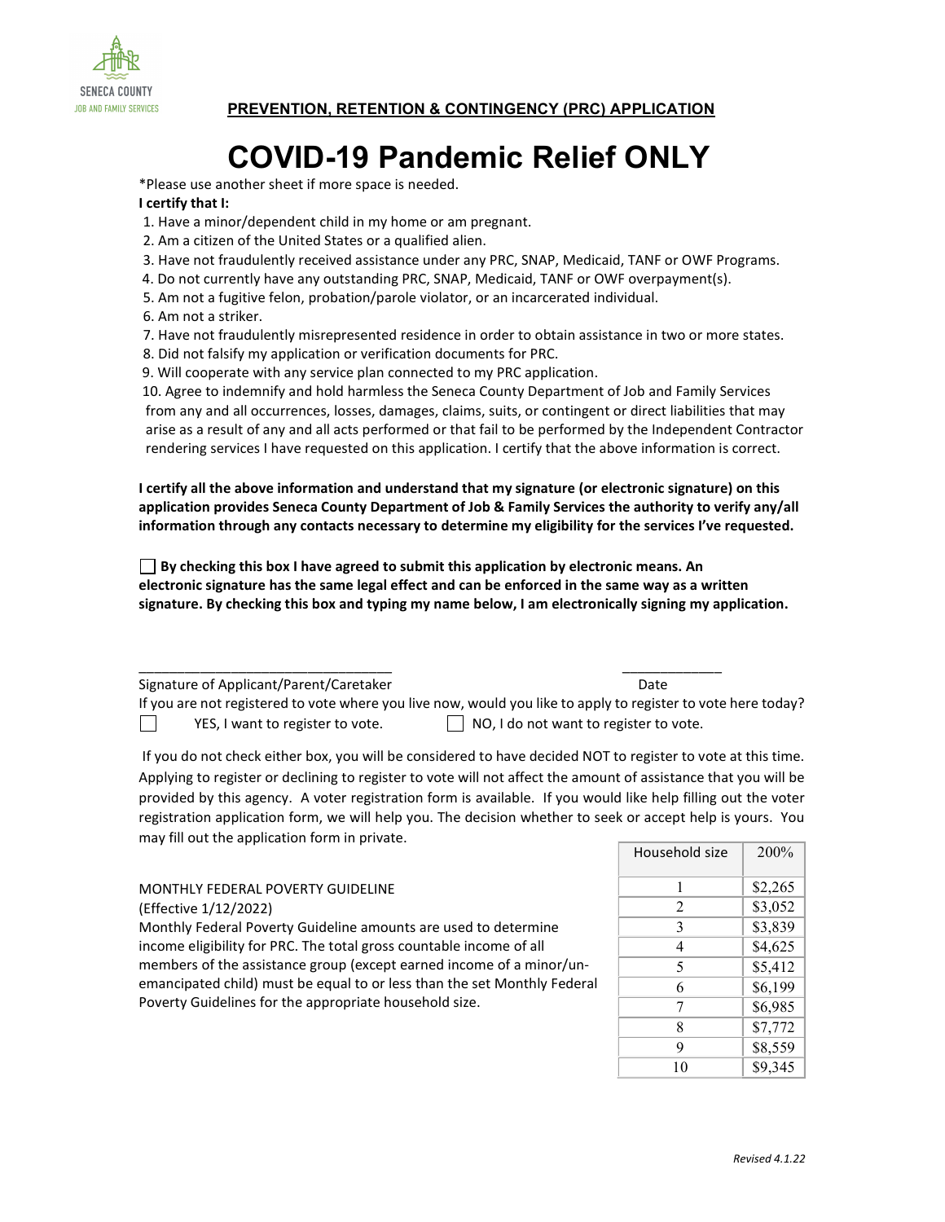SENECA COUNTY
JOB AND FAMILY SERVICES

**PREVENTION, RETENTION & CONTINGENCY (PRC) APPLICATION**

# COVID-19 Pandemic Relief ONLY

*Please use another sheet if more space is needed.

**I certify that I:**

1. Have a minor/dependent child in my home or am pregnant.
2. Am a citizen of the United States or a qualified alien.
3. Have not fraudulently received assistance under any PRC, SNAP, Medicaid, TANF or OWF Programs.
4. Do not currently have any outstanding PRC, SNAP, Medicaid, TANF or OWF overpayment(s).
5. Am not a fugitive felon, probation/parole violator, or an incarcerated individual.
6. Am not a striker.
7. Have not fraudulently misrepresented residence in order to obtain assistance in two or more states.
8. Did not falsify my application or verification documents for PRC.
9. Will cooperate with any service plan connected to my PRC application.
10. Agree to indemnify and hold harmless the Seneca County Department of Job and Family Services from any and all occurrences, losses, damages, claims, suits, or contingent or direct liabilities that may arise as a result of any and all acts performed or that fail to be performed by the Independent Contractor rendering services I have requested on this application. I certify that the above information is correct.

**I certify all the above information and understand that my signature (or electronic signature) on this application provides Seneca County Department of Job & Family Services the authority to verify any/all information through any contacts necessary to determine my eligibility for the services I've requested.**

☐ **By checking this box I have agreed to submit this application by electronic means. An electronic signature has the same legal effect and can be enforced in the same way as a written signature. By checking this box and typing my name below, I am electronically signing my application.**

\_\_\_\_\_\_\_\_\_\_\_\_\_\_\_\_\_\_\_\_\_\_\_\_\_\_\_\_\_\_\_\_\_\_ \_\_\_\_\_\_\_\_\_\_\_\_\_

Signature of Applicant/Parent/Caretaker Date

If you are not registered to vote where you live now, would you like to apply to register to vote here today?

☐ YES, I want to register to vote. ☐ NO, I do not want to register to vote.

If you do not check either box, you will be considered to have decided NOT to register to vote at this time. Applying to register or declining to register to vote will not affect the amount of assistance that you will be provided by this agency. A voter registration form is available. If you would like help filling out the voter registration application form, we will help you. The decision whether to seek or accept help is yours. You may fill out the application form in private.

MONTHLY FEDERAL POVERTY GUIDELINE
(Effective 1/12/2022)
Monthly Federal Poverty Guideline amounts are used to determine income eligibility for PRC. The total gross countable income of all members of the assistance group (except earned income of a minor/un-emancipated child) must be equal to or less than the set Monthly Federal Poverty Guidelines for the appropriate household size.

| Household size | 200% |
|---|---|
| 1 | $2,265 |
| 2 | $3,052 |
| 3 | $3,839 |
| 4 | $4,625 |
| 5 | $5,412 |
| 6 | $6,199 |
| 7 | $6,985 |
| 8 | $7,772 |
| 9 | $8,559 |
| 10 | $9,345 |

*Revised 4.1.22*